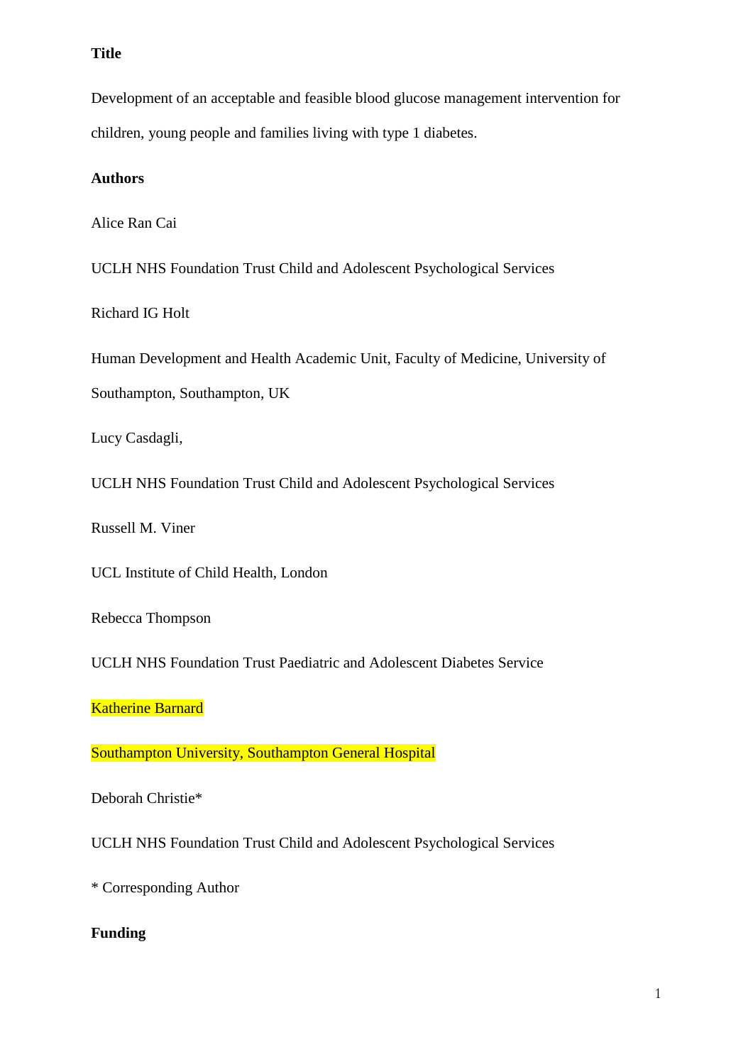**Title**

Development of an acceptable and feasible blood glucose management intervention for children, young people and families living with type 1 diabetes.

**Authors**

Alice Ran Cai

UCLH NHS Foundation Trust Child and Adolescent Psychological Services

Richard IG Holt

Human Development and Health Academic Unit, Faculty of Medicine, University of Southampton, Southampton, UK

Lucy Casdagli,

UCLH NHS Foundation Trust Child and Adolescent Psychological Services

Russell M. Viner

UCL Institute of Child Health, London

Rebecca Thompson

UCLH NHS Foundation Trust Paediatric and Adolescent Diabetes Service

Katherine Barnard

Southampton University, Southampton General Hospital

Deborah Christie*

UCLH NHS Foundation Trust Child and Adolescent Psychological Services

* Corresponding Author

**Funding**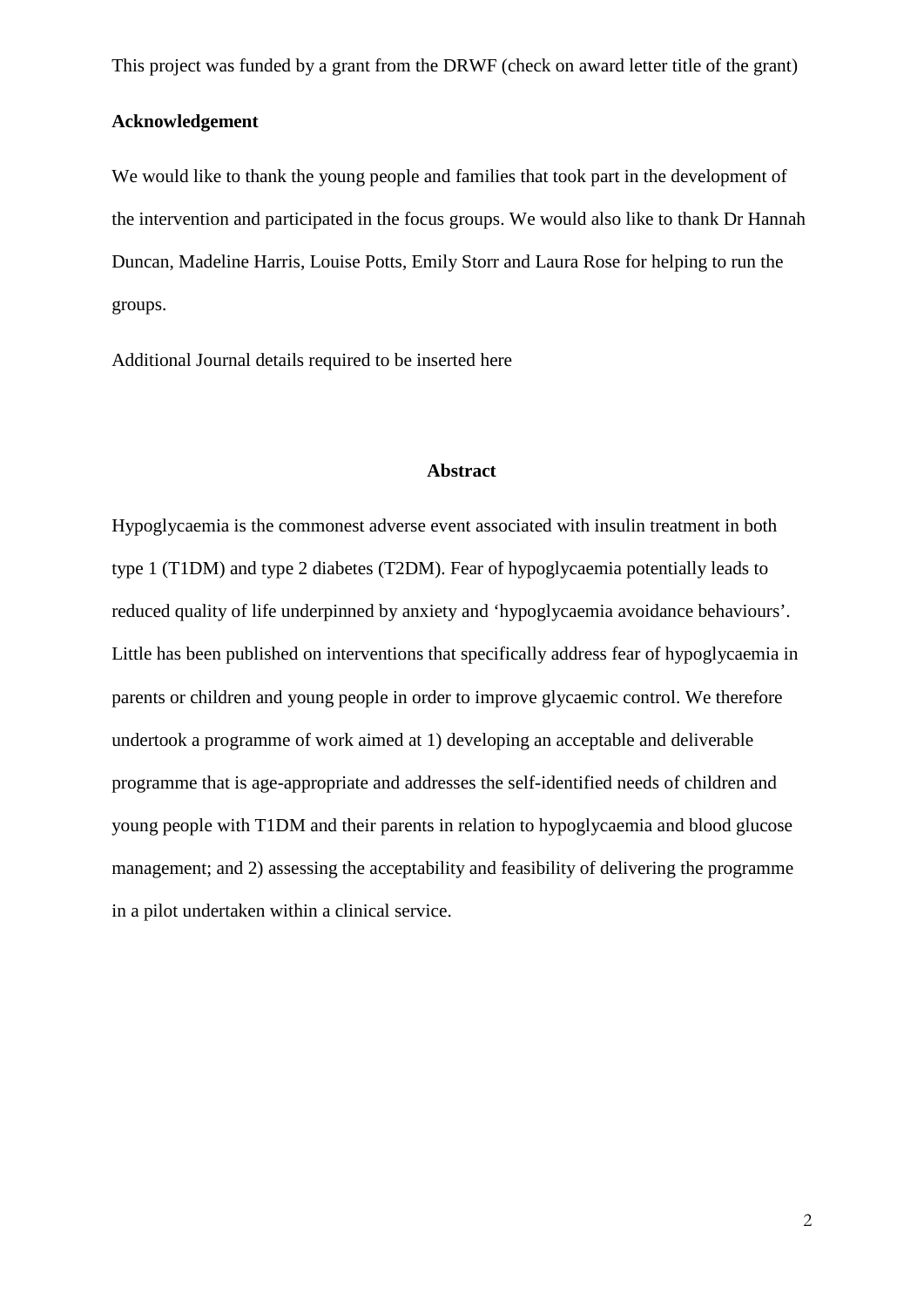This project was funded by a grant from the DRWF (check on award letter title of the grant)

**Acknowledgement**

We would like to thank the young people and families that took part in the development of the intervention and participated in the focus groups. We would also like to thank Dr Hannah Duncan, Madeline Harris, Louise Potts, Emily Storr and Laura Rose for helping to run the groups.

Additional Journal details required to be inserted here

## Abstract

Hypoglycaemia is the commonest adverse event associated with insulin treatment in both type 1 (T1DM) and type 2 diabetes (T2DM). Fear of hypoglycaemia potentially leads to reduced quality of life underpinned by anxiety and 'hypoglycaemia avoidance behaviours'. Little has been published on interventions that specifically address fear of hypoglycaemia in parents or children and young people in order to improve glycaemic control. We therefore undertook a programme of work aimed at 1) developing an acceptable and deliverable programme that is age-appropriate and addresses the self-identified needs of children and young people with T1DM and their parents in relation to hypoglycaemia and blood glucose management; and 2) assessing the acceptability and feasibility of delivering the programme in a pilot undertaken within a clinical service.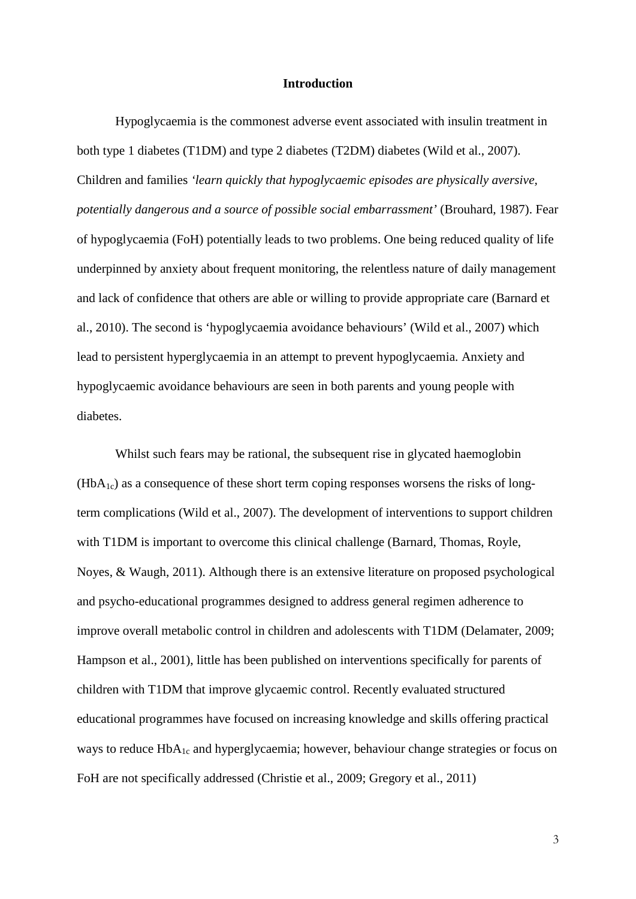## Introduction

Hypoglycaemia is the commonest adverse event associated with insulin treatment in both type 1 diabetes (T1DM) and type 2 diabetes (T2DM) diabetes (Wild et al., 2007). Children and families *'learn quickly that hypoglycaemic episodes are physically aversive, potentially dangerous and a source of possible social embarrassment'* (Brouhard, 1987). Fear of hypoglycaemia (FoH) potentially leads to two problems. One being reduced quality of life underpinned by anxiety about frequent monitoring, the relentless nature of daily management and lack of confidence that others are able or willing to provide appropriate care (Barnard et al., 2010). The second is 'hypoglycaemia avoidance behaviours' (Wild et al., 2007) which lead to persistent hyperglycaemia in an attempt to prevent hypoglycaemia. Anxiety and hypoglycaemic avoidance behaviours are seen in both parents and young people with diabetes.

Whilst such fears may be rational, the subsequent rise in glycated haemoglobin ($HbA_{1c}$) as a consequence of these short term coping responses worsens the risks of long-term complications (Wild et al., 2007). The development of interventions to support children with T1DM is important to overcome this clinical challenge (Barnard, Thomas, Royle, Noyes, & Waugh, 2011). Although there is an extensive literature on proposed psychological and psycho-educational programmes designed to address general regimen adherence to improve overall metabolic control in children and adolescents with T1DM (Delamater, 2009; Hampson et al., 2001), little has been published on interventions specifically for parents of children with T1DM that improve glycaemic control. Recently evaluated structured educational programmes have focused on increasing knowledge and skills offering practical ways to reduce $HbA_{1c}$ and hyperglycaemia; however, behaviour change strategies or focus on FoH are not specifically addressed (Christie et al., 2009; Gregory et al., 2011)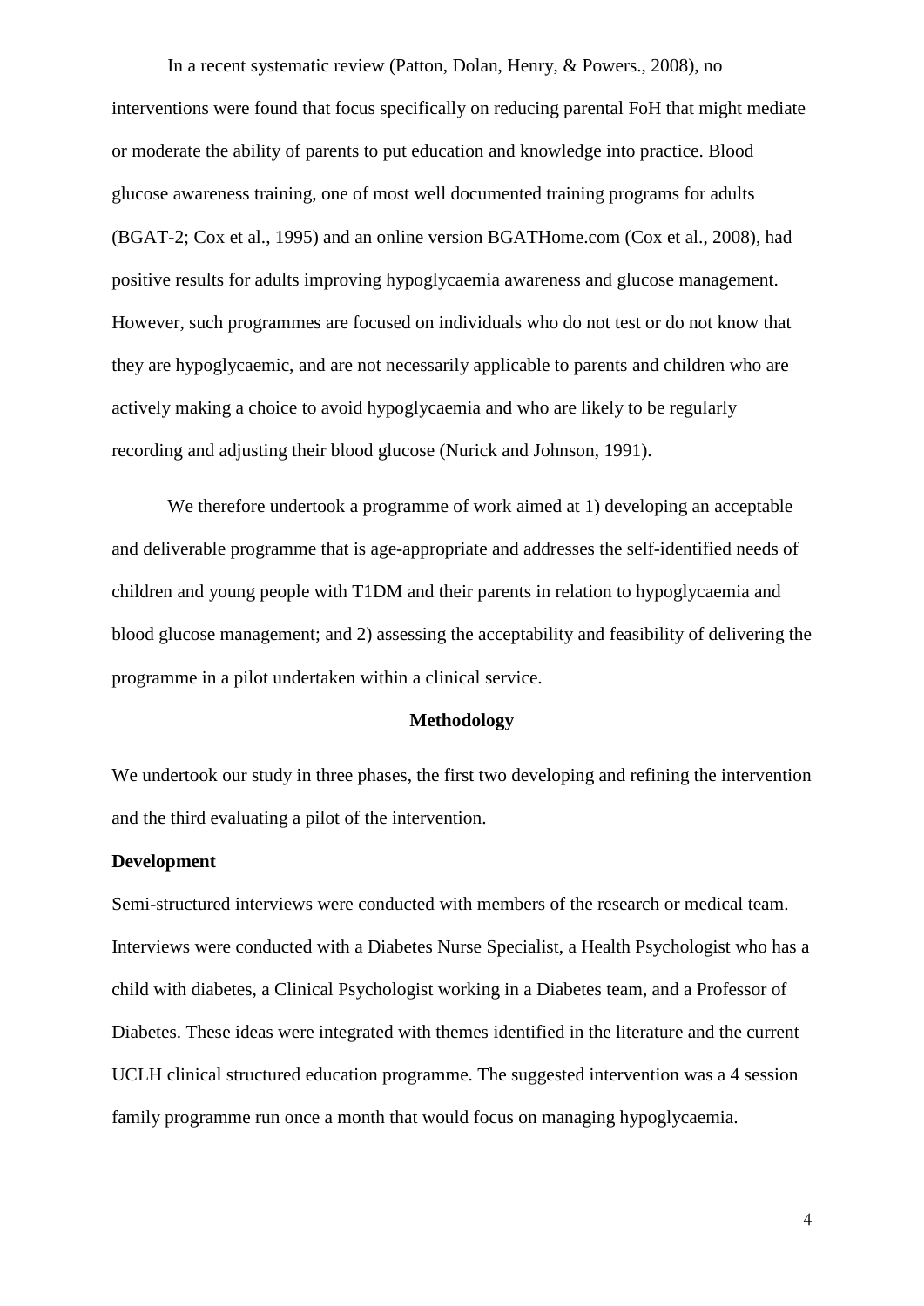In a recent systematic review (Patton, Dolan, Henry, & Powers., 2008), no interventions were found that focus specifically on reducing parental FoH that might mediate or moderate the ability of parents to put education and knowledge into practice. Blood glucose awareness training, one of most well documented training programs for adults (BGAT-2; Cox et al., 1995) and an online version BGATHome.com (Cox et al., 2008), had positive results for adults improving hypoglycaemia awareness and glucose management. However, such programmes are focused on individuals who do not test or do not know that they are hypoglycaemic, and are not necessarily applicable to parents and children who are actively making a choice to avoid hypoglycaemia and who are likely to be regularly recording and adjusting their blood glucose (Nurick and Johnson, 1991).

We therefore undertook a programme of work aimed at 1) developing an acceptable and deliverable programme that is age-appropriate and addresses the self-identified needs of children and young people with T1DM and their parents in relation to hypoglycaemia and blood glucose management; and 2) assessing the acceptability and feasibility of delivering the programme in a pilot undertaken within a clinical service.

## Methodology

We undertook our study in three phases, the first two developing and refining the intervention and the third evaluating a pilot of the intervention.

### Development

Semi-structured interviews were conducted with members of the research or medical team. Interviews were conducted with a Diabetes Nurse Specialist, a Health Psychologist who has a child with diabetes, a Clinical Psychologist working in a Diabetes team, and a Professor of Diabetes. These ideas were integrated with themes identified in the literature and the current UCLH clinical structured education programme. The suggested intervention was a 4 session family programme run once a month that would focus on managing hypoglycaemia.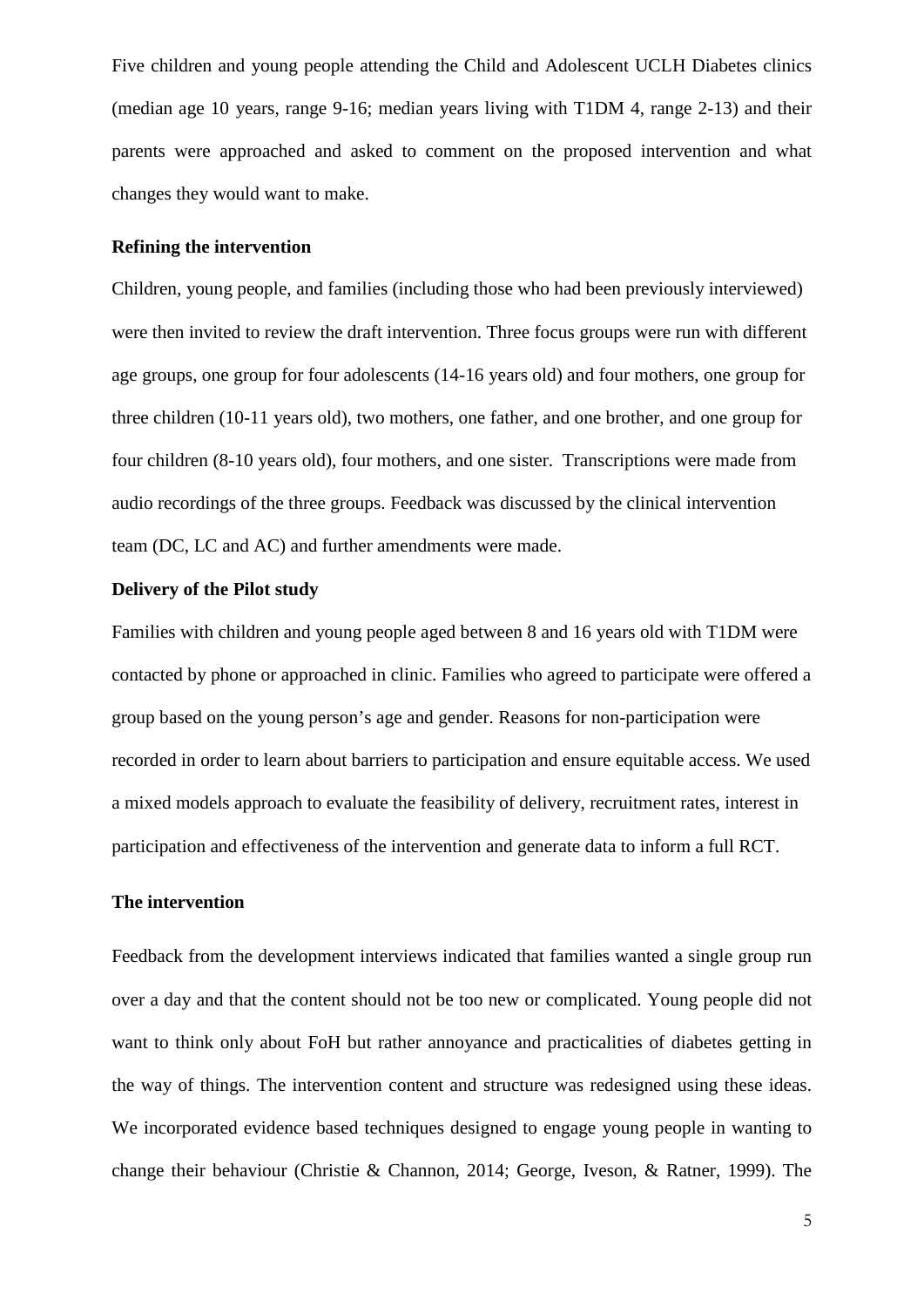Five children and young people attending the Child and Adolescent UCLH Diabetes clinics (median age 10 years, range 9-16; median years living with T1DM 4, range 2-13) and their parents were approached and asked to comment on the proposed intervention and what changes they would want to make.

**Refining the intervention**

Children, young people, and families (including those who had been previously interviewed) were then invited to review the draft intervention. Three focus groups were run with different age groups, one group for four adolescents (14-16 years old) and four mothers, one group for three children (10-11 years old), two mothers, one father, and one brother, and one group for four children (8-10 years old), four mothers, and one sister. Transcriptions were made from audio recordings of the three groups. Feedback was discussed by the clinical intervention team (DC, LC and AC) and further amendments were made.

**Delivery of the Pilot study**

Families with children and young people aged between 8 and 16 years old with T1DM were contacted by phone or approached in clinic. Families who agreed to participate were offered a group based on the young person's age and gender. Reasons for non-participation were recorded in order to learn about barriers to participation and ensure equitable access. We used a mixed models approach to evaluate the feasibility of delivery, recruitment rates, interest in participation and effectiveness of the intervention and generate data to inform a full RCT.

**The intervention**

Feedback from the development interviews indicated that families wanted a single group run over a day and that the content should not be too new or complicated. Young people did not want to think only about FoH but rather annoyance and practicalities of diabetes getting in the way of things. The intervention content and structure was redesigned using these ideas. We incorporated evidence based techniques designed to engage young people in wanting to change their behaviour (Christie & Channon, 2014; George, Iveson, & Ratner, 1999). The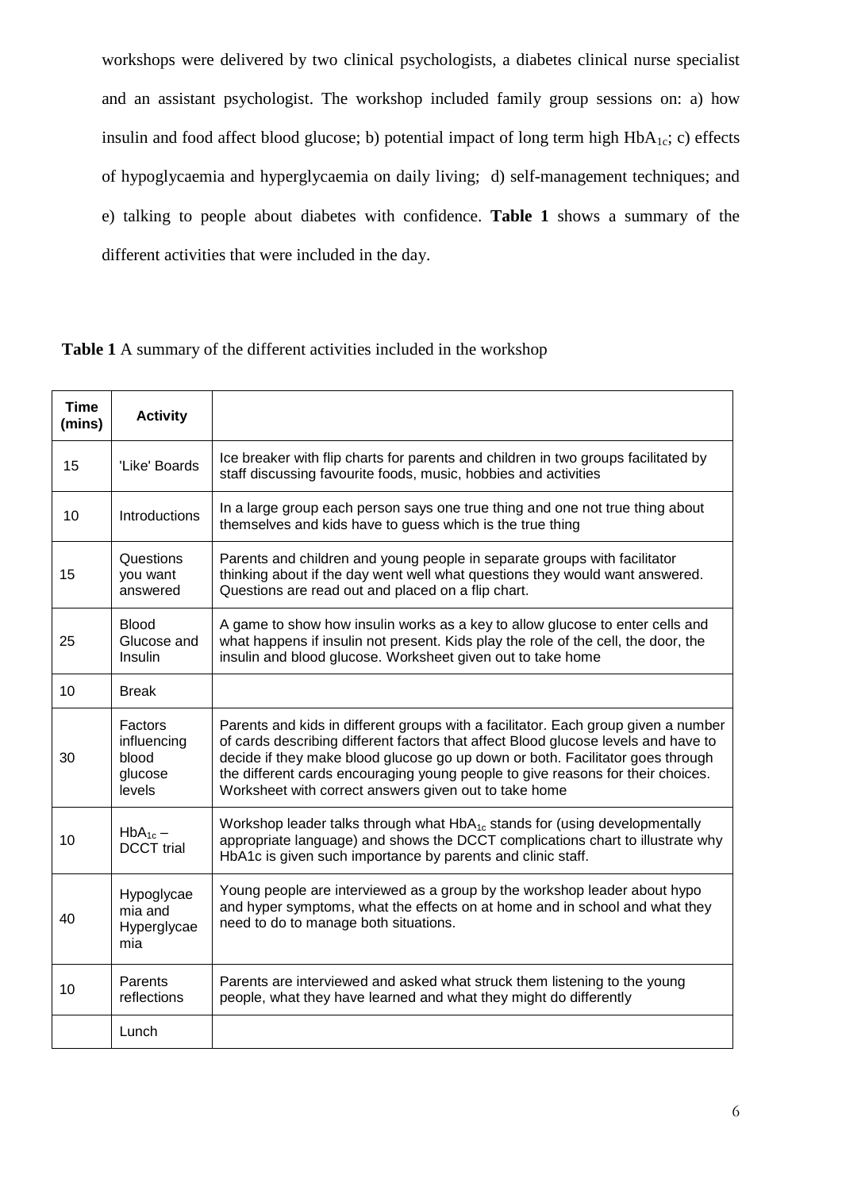workshops were delivered by two clinical psychologists, a diabetes clinical nurse specialist and an assistant psychologist. The workshop included family group sessions on: a) how insulin and food affect blood glucose; b) potential impact of long term high $HbA_{1c}$; c) effects of hypoglycaemia and hyperglycaemia on daily living; d) self-management techniques; and e) talking to people about diabetes with confidence. **Table 1** shows a summary of the different activities that were included in the day.

**Table 1** A summary of the different activities included in the workshop

| Time (mins) | Activity | |
|---|---|---|
| 15 | 'Like' Boards | Ice breaker with flip charts for parents and children in two groups facilitated by staff discussing favourite foods, music, hobbies and activities |
| 10 | Introductions | In a large group each person says one true thing and one not true thing about themselves and kids have to guess which is the true thing |
| 15 | Questions you want answered | Parents and children and young people in separate groups with facilitator thinking about if the day went well what questions they would want answered. Questions are read out and placed on a flip chart. |
| 25 | Blood Glucose and Insulin | A game to show how insulin works as a key to allow glucose to enter cells and what happens if insulin not present. Kids play the role of the cell, the door, the insulin and blood glucose. Worksheet given out to take home |
| 10 | Break | |
| 30 | Factors influencing blood glucose levels | Parents and kids in different groups with a facilitator. Each group given a number of cards describing different factors that affect Blood glucose levels and have to decide if they make blood glucose go up down or both. Facilitator goes through the different cards encouraging young people to give reasons for their choices. Worksheet with correct answers given out to take home |
| 10 | $HbA_{1c}$ – DCCT trial | Workshop leader talks through what $HbA_{1c}$ stands for (using developmentally appropriate language) and shows the DCCT complications chart to illustrate why HbA1c is given such importance by parents and clinic staff. |
| 40 | Hypoglycaemia and Hyperglycaemia | Young people are interviewed as a group by the workshop leader about hypo and hyper symptoms, what the effects on at home and in school and what they need to do to manage both situations. |
| 10 | Parents reflections | Parents are interviewed and asked what struck them listening to the young people, what they have learned and what they might do differently |
| | Lunch | |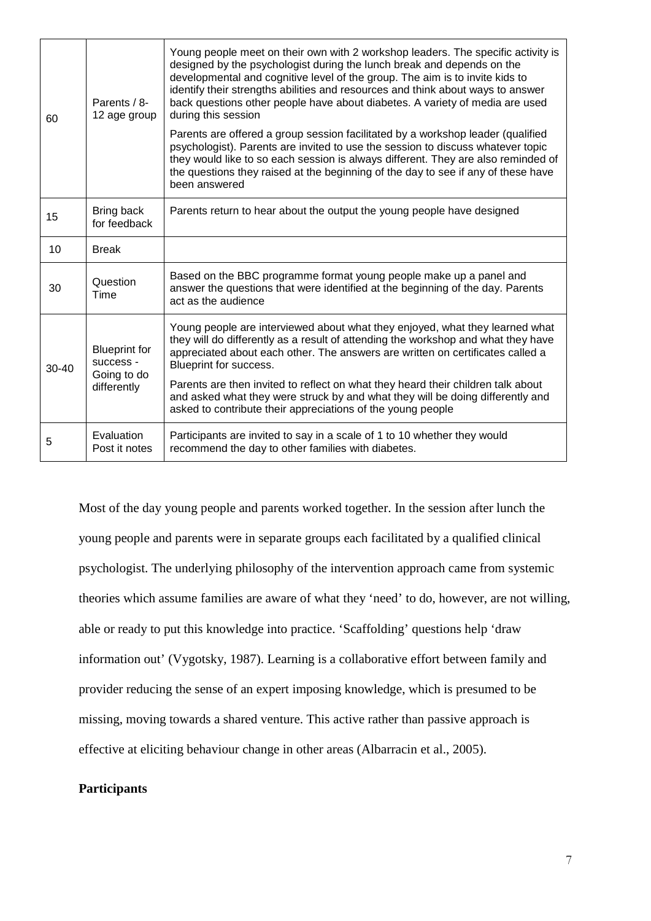| 60 | Parents / 8-12 age group | Young people meet on their own with 2 workshop leaders. The specific activity is designed by the psychologist during the lunch break and depends on the developmental and cognitive level of the group. The aim is to invite kids to identify their strengths abilities and resources and think about ways to answer back questions other people have about diabetes. A variety of media are used during this session<br><br>Parents are offered a group session facilitated by a workshop leader (qualified psychologist). Parents are invited to use the session to discuss whatever topic they would like to so each session is always different. They are also reminded of the questions they raised at the beginning of the day to see if any of these have been answered |
|---|---|---|
| 15 | Bring back for feedback | Parents return to hear about the output the young people have designed |
| 10 | Break | |
| 30 | Question Time | Based on the BBC programme format young people make up a panel and answer the questions that were identified at the beginning of the day. Parents act as the audience |
| 30-40 | Blueprint for success - Going to do differently | Young people are interviewed about what they enjoyed, what they learned what they will do differently as a result of attending the workshop and what they have appreciated about each other. The answers are written on certificates called a Blueprint for success.<br><br>Parents are then invited to reflect on what they heard their children talk about and asked what they were struck by and what they will be doing differently and asked to contribute their appreciations of the young people |
| 5 | Evaluation Post it notes | Participants are invited to say in a scale of 1 to 10 whether they would recommend the day to other families with diabetes. |

Most of the day young people and parents worked together. In the session after lunch the young people and parents were in separate groups each facilitated by a qualified clinical psychologist. The underlying philosophy of the intervention approach came from systemic theories which assume families are aware of what they 'need' to do, however, are not willing, able or ready to put this knowledge into practice. 'Scaffolding' questions help 'draw information out' (Vygotsky, 1987). Learning is a collaborative effort between family and provider reducing the sense of an expert imposing knowledge, which is presumed to be missing, moving towards a shared venture. This active rather than passive approach is effective at eliciting behaviour change in other areas (Albarracin et al., 2005).

**Participants**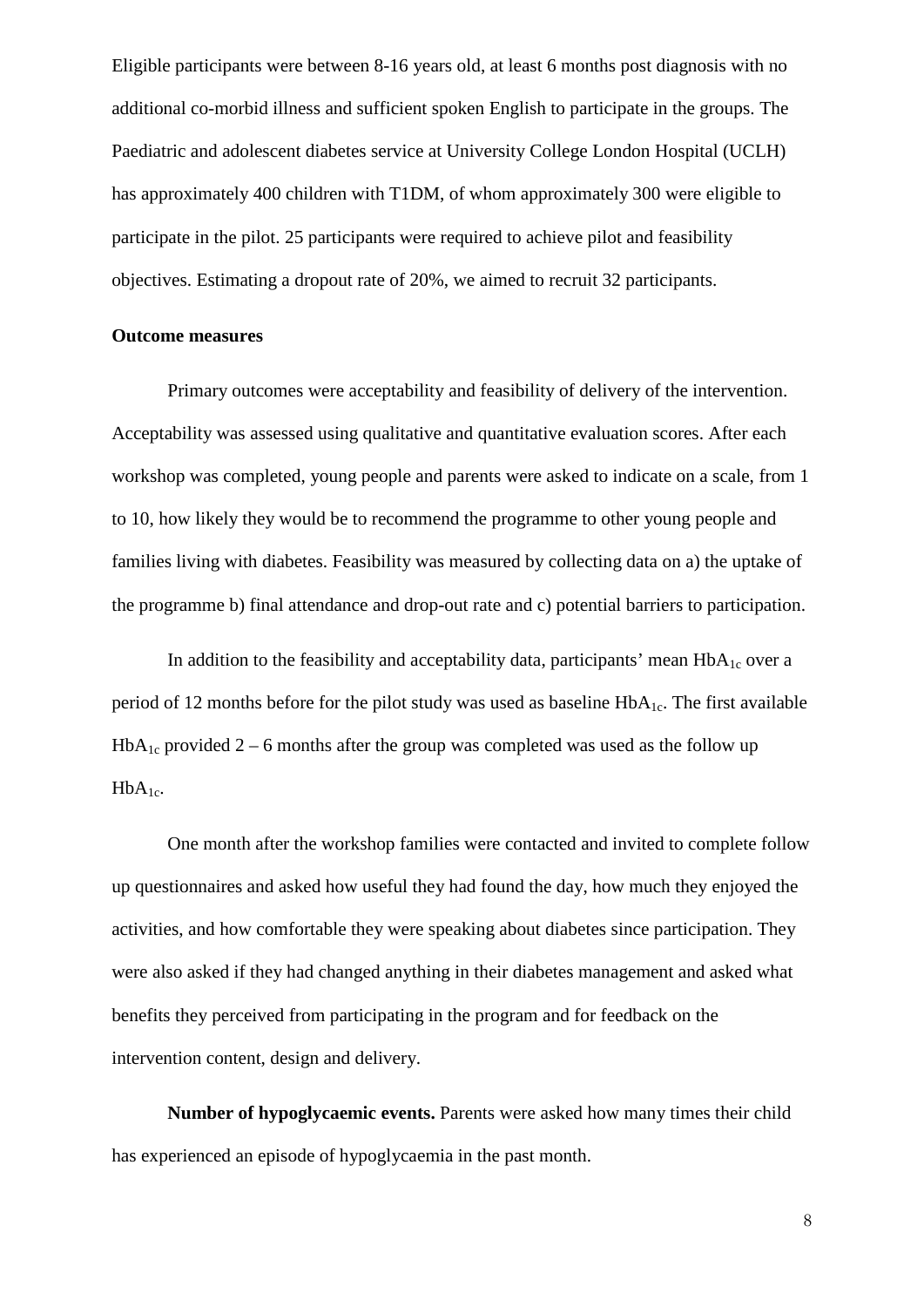Eligible participants were between 8-16 years old, at least 6 months post diagnosis with no additional co-morbid illness and sufficient spoken English to participate in the groups. The Paediatric and adolescent diabetes service at University College London Hospital (UCLH) has approximately 400 children with T1DM, of whom approximately 300 were eligible to participate in the pilot. 25 participants were required to achieve pilot and feasibility objectives. Estimating a dropout rate of 20%, we aimed to recruit 32 participants.

**Outcome measures**

Primary outcomes were acceptability and feasibility of delivery of the intervention. Acceptability was assessed using qualitative and quantitative evaluation scores. After each workshop was completed, young people and parents were asked to indicate on a scale, from 1 to 10, how likely they would be to recommend the programme to other young people and families living with diabetes. Feasibility was measured by collecting data on a) the uptake of the programme b) final attendance and drop-out rate and c) potential barriers to participation.

In addition to the feasibility and acceptability data, participants' mean $HbA_{1c}$ over a period of 12 months before for the pilot study was used as baseline $HbA_{1c}$. The first available $HbA_{1c}$ provided 2 – 6 months after the group was completed was used as the follow up $HbA_{1c}$.

One month after the workshop families were contacted and invited to complete follow up questionnaires and asked how useful they had found the day, how much they enjoyed the activities, and how comfortable they were speaking about diabetes since participation. They were also asked if they had changed anything in their diabetes management and asked what benefits they perceived from participating in the program and for feedback on the intervention content, design and delivery.

**Number of hypoglycaemic events.** Parents were asked how many times their child has experienced an episode of hypoglycaemia in the past month.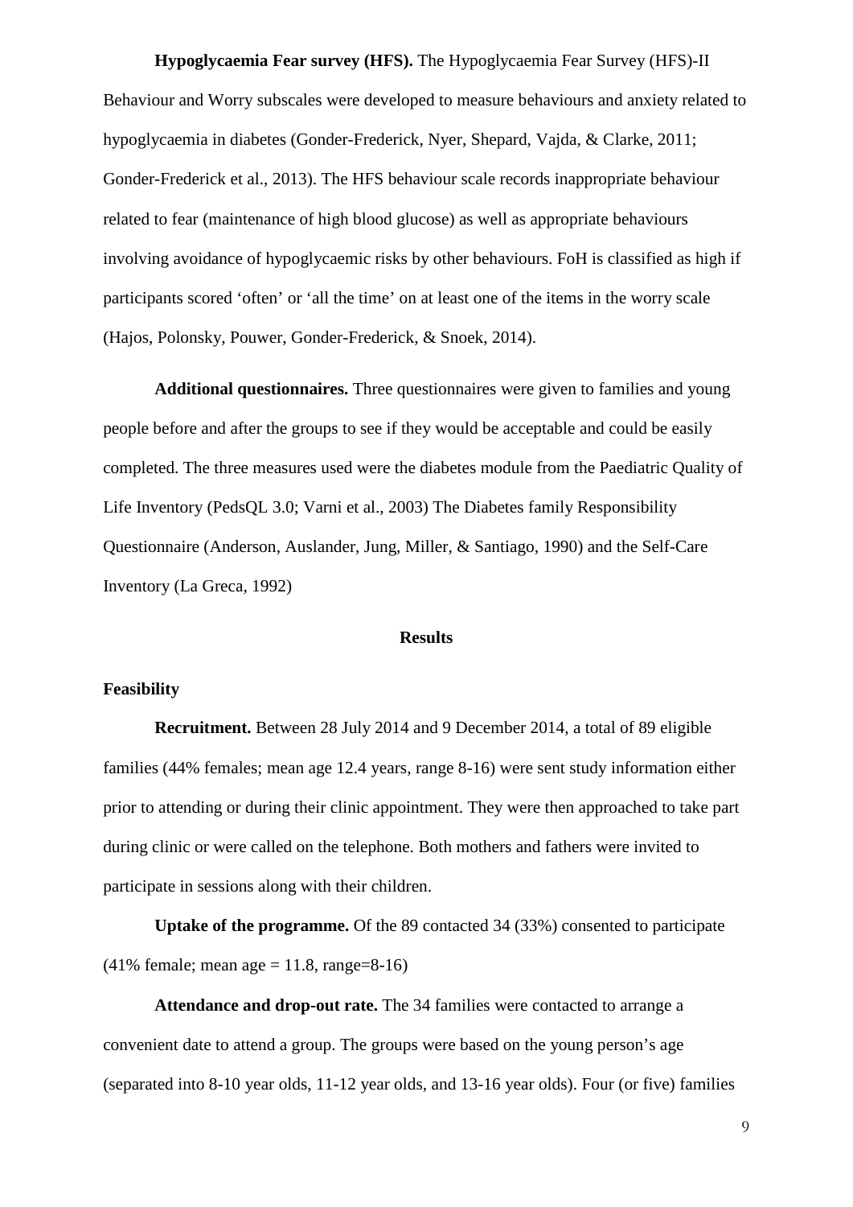**Hypoglycaemia Fear survey (HFS).** The Hypoglycaemia Fear Survey (HFS)-II Behaviour and Worry subscales were developed to measure behaviours and anxiety related to hypoglycaemia in diabetes (Gonder-Frederick, Nyer, Shepard, Vajda, & Clarke, 2011; Gonder-Frederick et al., 2013). The HFS behaviour scale records inappropriate behaviour related to fear (maintenance of high blood glucose) as well as appropriate behaviours involving avoidance of hypoglycaemic risks by other behaviours. FoH is classified as high if participants scored 'often' or 'all the time' on at least one of the items in the worry scale (Hajos, Polonsky, Pouwer, Gonder-Frederick, & Snoek, 2014).

**Additional questionnaires.** Three questionnaires were given to families and young people before and after the groups to see if they would be acceptable and could be easily completed. The three measures used were the diabetes module from the Paediatric Quality of Life Inventory (PedsQL 3.0; Varni et al., 2003) The Diabetes family Responsibility Questionnaire (Anderson, Auslander, Jung, Miller, & Santiago, 1990) and the Self-Care Inventory (La Greca, 1992)

## Results

### Feasibility

**Recruitment.** Between 28 July 2014 and 9 December 2014, a total of 89 eligible families (44% females; mean age 12.4 years, range 8-16) were sent study information either prior to attending or during their clinic appointment. They were then approached to take part during clinic or were called on the telephone. Both mothers and fathers were invited to participate in sessions along with their children.

**Uptake of the programme.** Of the 89 contacted 34 (33%) consented to participate (41% female; mean age = 11.8, range=8-16)

**Attendance and drop-out rate.** The 34 families were contacted to arrange a convenient date to attend a group. The groups were based on the young person's age (separated into 8-10 year olds, 11-12 year olds, and 13-16 year olds). Four (or five) families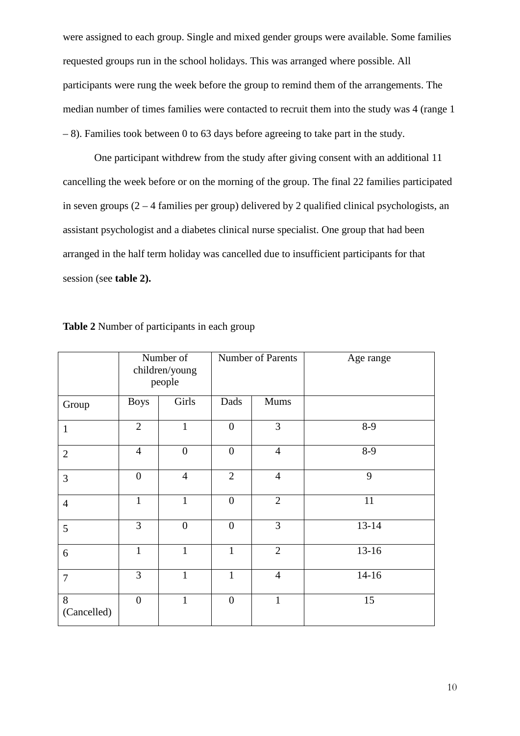were assigned to each group. Single and mixed gender groups were available. Some families requested groups run in the school holidays. This was arranged where possible. All participants were rung the week before the group to remind them of the arrangements. The median number of times families were contacted to recruit them into the study was 4 (range 1 – 8). Families took between 0 to 63 days before agreeing to take part in the study.

One participant withdrew from the study after giving consent with an additional 11 cancelling the week before or on the morning of the group. The final 22 families participated in seven groups (2 – 4 families per group) delivered by 2 qualified clinical psychologists, an assistant psychologist and a diabetes clinical nurse specialist. One group that had been arranged in the half term holiday was cancelled due to insufficient participants for that session (see **table 2).**

**Table 2** Number of participants in each group

| | Number of children/young people | | Number of Parents | | Age range |
|---|---|---|---|---|---|
| Group | Boys | Girls | Dads | Mums | |
| 1 | 2 | 1 | 0 | 3 | 8-9 |
| 2 | 4 | 0 | 0 | 4 | 8-9 |
| 3 | 0 | 4 | 2 | 4 | 9 |
| 4 | 1 | 1 | 0 | 2 | 11 |
| 5 | 3 | 0 | 0 | 3 | 13-14 |
| 6 | 1 | 1 | 1 | 2 | 13-16 |
| 7 | 3 | 1 | 1 | 4 | 14-16 |
| 8 (Cancelled) | 0 | 1 | 0 | 1 | 15 |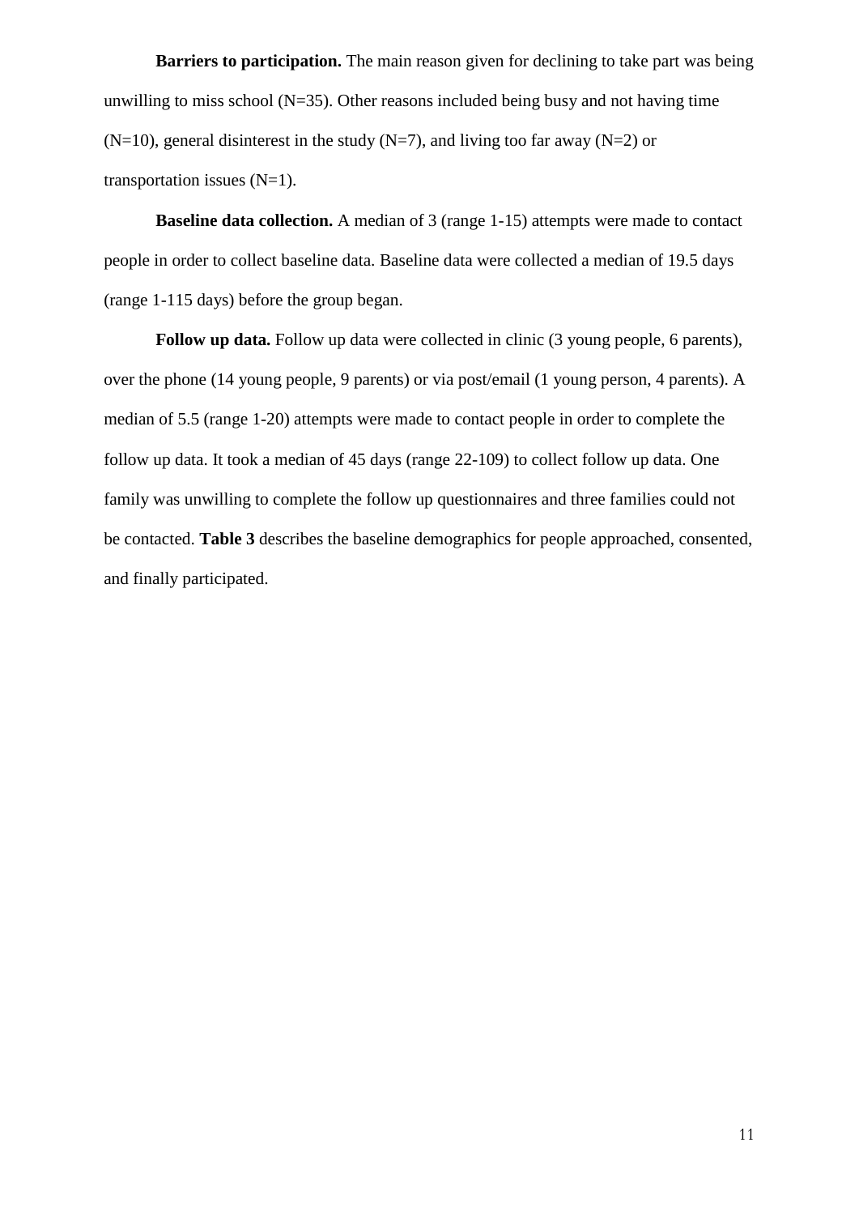**Barriers to participation.** The main reason given for declining to take part was being unwilling to miss school (N=35). Other reasons included being busy and not having time (N=10), general disinterest in the study (N=7), and living too far away (N=2) or transportation issues (N=1).

**Baseline data collection.** A median of 3 (range 1-15) attempts were made to contact people in order to collect baseline data. Baseline data were collected a median of 19.5 days (range 1-115 days) before the group began.

**Follow up data.** Follow up data were collected in clinic (3 young people, 6 parents), over the phone (14 young people, 9 parents) or via post/email (1 young person, 4 parents). A median of 5.5 (range 1-20) attempts were made to contact people in order to complete the follow up data. It took a median of 45 days (range 22-109) to collect follow up data. One family was unwilling to complete the follow up questionnaires and three families could not be contacted. **Table 3** describes the baseline demographics for people approached, consented, and finally participated.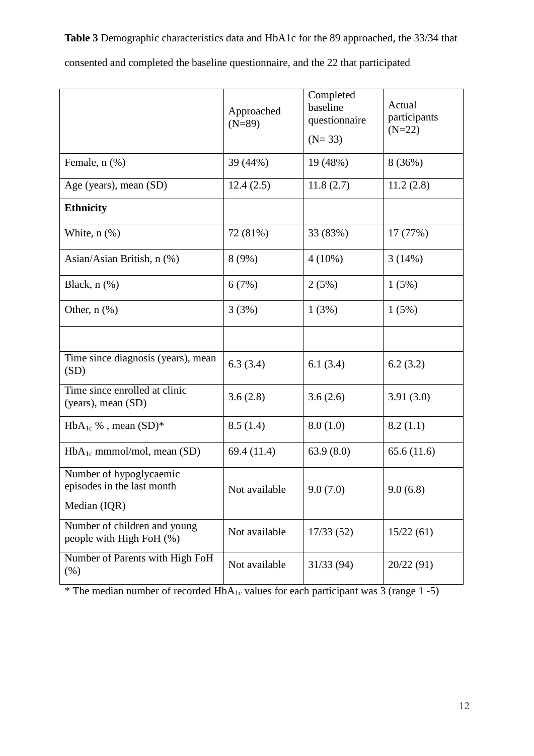**Table 3** Demographic characteristics data and HbA1c for the 89 approached, the 33/34 that consented and completed the baseline questionnaire, and the 22 that participated

| | Approached (N=89) | Completed baseline questionnaire (N= 33) | Actual participants (N=22) |
|---|---|---|---|
| Female, n (%) | 39 (44%) | 19 (48%) | 8 (36%) |
| Age (years), mean (SD) | 12.4 (2.5) | 11.8 (2.7) | 11.2 (2.8) |
| **Ethnicity** | | | |
| White, n (%) | 72 (81%) | 33 (83%) | 17 (77%) |
| Asian/Asian British, n (%) | 8 (9%) | 4 (10%) | 3 (14%) |
| Black, n (%) | 6 (7%) | 2 (5%) | 1 (5%) |
| Other, n (%) | 3 (3%) | 1 (3%) | 1 (5%) |
| | | | |
| Time since diagnosis (years), mean (SD) | 6.3 (3.4) | 6.1 (3.4) | 6.2 (3.2) |
| Time since enrolled at clinic (years), mean (SD) | 3.6 (2.8) | 3.6 (2.6) | 3.91 (3.0) |
| $HbA_{1c}$ % , mean (SD)* | 8.5 (1.4) | 8.0 (1.0) | 8.2 (1.1) |
| $HbA_{1c}$ mmmol/mol, mean (SD) | 69.4 (11.4) | 63.9 (8.0) | 65.6 (11.6) |
| Number of hypoglycaemic episodes in the last month Median (IQR) | Not available | 9.0 (7.0) | 9.0 (6.8) |
| Number of children and young people with High FoH (%) | Not available | 17/33 (52) | 15/22 (61) |
| Number of Parents with High FoH (%) | Not available | 31/33 (94) | 20/22 (91) |

* The median number of recorded $HbA_{1c}$ values for each participant was 3 (range 1 -5)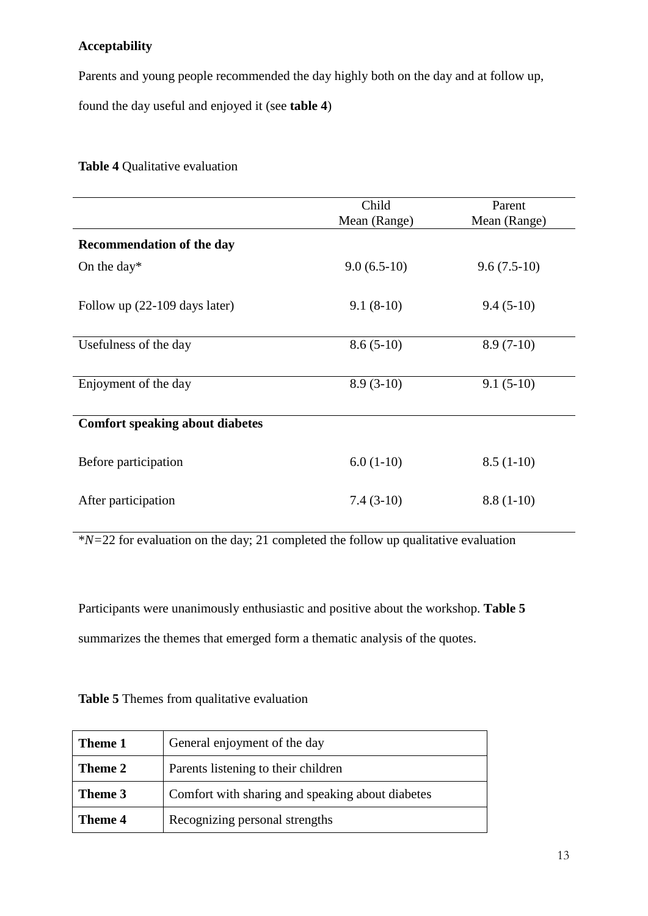**Acceptability**

Parents and young people recommended the day highly both on the day and at follow up, found the day useful and enjoyed it (see **table 4**)

**Table 4** Qualitative evaluation

| | Child Mean (Range) | Parent Mean (Range) |
|---|---|---|
| **Recommendation of the day** | | |
| On the day* | 9.0 (6.5-10) | 9.6 (7.5-10) |
| Follow up (22-109 days later) | 9.1 (8-10) | 9.4 (5-10) |
| Usefulness of the day | 8.6 (5-10) | 8.9 (7-10) |
| Enjoyment of the day | 8.9 (3-10) | 9.1 (5-10) |
| **Comfort speaking about diabetes** | | |
| Before participation | 6.0 (1-10) | 8.5 (1-10) |
| After participation | 7.4 (3-10) | 8.8 (1-10) |

*$N$=22 for evaluation on the day; 21 completed the follow up qualitative evaluation

Participants were unanimously enthusiastic and positive about the workshop. **Table 5** summarizes the themes that emerged form a thematic analysis of the quotes.

**Table 5** Themes from qualitative evaluation

| | |
|---|---|
| **Theme 1** | General enjoyment of the day |
| **Theme 2** | Parents listening to their children |
| **Theme 3** | Comfort with sharing and speaking about diabetes |
| **Theme 4** | Recognizing personal strengths |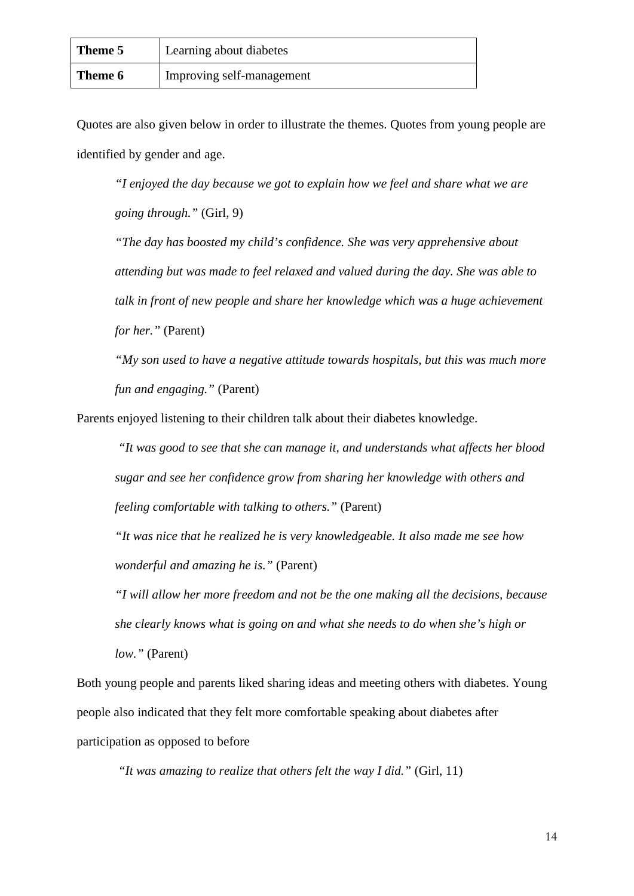| **Theme 5** | Learning about diabetes |
|---|---|
| **Theme 6** | Improving self-management |

Quotes are also given below in order to illustrate the themes. Quotes from young people are identified by gender and age.

> *"I enjoyed the day because we got to explain how we feel and share what we are going through."* (Girl, 9)
>
> *"The day has boosted my child's confidence. She was very apprehensive about attending but was made to feel relaxed and valued during the day. She was able to talk in front of new people and share her knowledge which was a huge achievement for her."* (Parent)
>
> *"My son used to have a negative attitude towards hospitals, but this was much more fun and engaging."* (Parent)

Parents enjoyed listening to their children talk about their diabetes knowledge.

> *"It was good to see that she can manage it, and understands what affects her blood sugar and see her confidence grow from sharing her knowledge with others and feeling comfortable with talking to others."* (Parent)
>
> *"It was nice that he realized he is very knowledgeable. It also made me see how wonderful and amazing he is."* (Parent)
>
> *"I will allow her more freedom and not be the one making all the decisions, because she clearly knows what is going on and what she needs to do when she's high or low."* (Parent)

Both young people and parents liked sharing ideas and meeting others with diabetes. Young people also indicated that they felt more comfortable speaking about diabetes after participation as opposed to before

> *"It was amazing to realize that others felt the way I did."* (Girl, 11)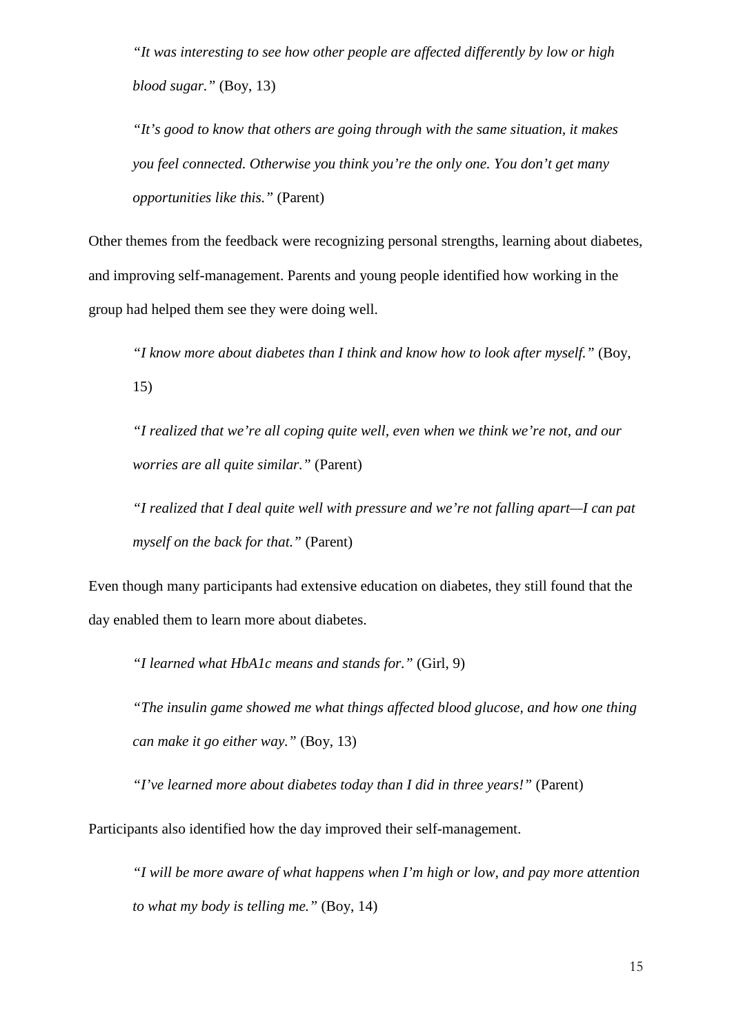> *"It was interesting to see how other people are affected differently by low or high blood sugar."* (Boy, 13)

> *"It's good to know that others are going through with the same situation, it makes you feel connected. Otherwise you think you're the only one. You don't get many opportunities like this."* (Parent)

Other themes from the feedback were recognizing personal strengths, learning about diabetes, and improving self-management. Parents and young people identified how working in the group had helped them see they were doing well.

> *"I know more about diabetes than I think and know how to look after myself."* (Boy, 15)

> *"I realized that we're all coping quite well, even when we think we're not, and our worries are all quite similar."* (Parent)

> *"I realized that I deal quite well with pressure and we're not falling apart—I can pat myself on the back for that."* (Parent)

Even though many participants had extensive education on diabetes, they still found that the day enabled them to learn more about diabetes.

> *"I learned what HbA1c means and stands for."* (Girl, 9)

> *"The insulin game showed me what things affected blood glucose, and how one thing can make it go either way."* (Boy, 13)

> *"I've learned more about diabetes today than I did in three years!"* (Parent)

Participants also identified how the day improved their self-management.

> *"I will be more aware of what happens when I'm high or low, and pay more attention to what my body is telling me."* (Boy, 14)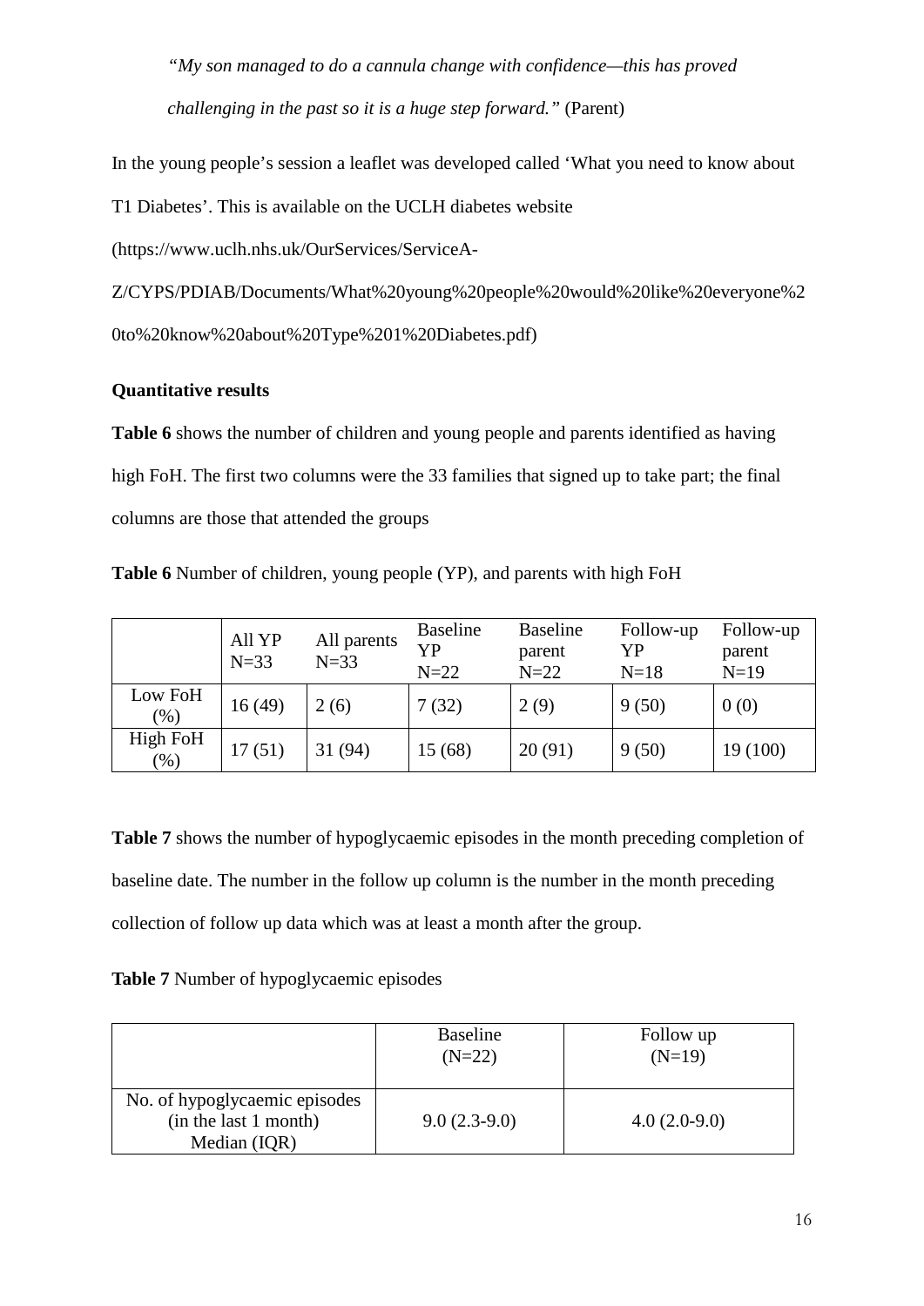*"My son managed to do a cannula change with confidence—this has proved challenging in the past so it is a huge step forward."* (Parent)

In the young people's session a leaflet was developed called 'What you need to know about T1 Diabetes'. This is available on the UCLH diabetes website (https://www.uclh.nhs.uk/OurServices/ServiceA-Z/CYPS/PDIAB/Documents/What%20young%20people%20would%20like%20everyone%20to%20know%20about%20Type%201%20Diabetes.pdf)

**Quantitative results**

**Table 6** shows the number of children and young people and parents identified as having high FoH. The first two columns were the 33 families that signed up to take part; the final columns are those that attended the groups

**Table 6** Number of children, young people (YP), and parents with high FoH

| | All YP N=33 | All parents N=33 | Baseline YP N=22 | Baseline parent N=22 | Follow-up YP N=18 | Follow-up parent N=19 |
|---|---|---|---|---|---|---|
| Low FoH (%) | 16 (49) | 2 (6) | 7 (32) | 2 (9) | 9 (50) | 0 (0) |
| High FoH (%) | 17 (51) | 31 (94) | 15 (68) | 20 (91) | 9 (50) | 19 (100) |

**Table 7** shows the number of hypoglycaemic episodes in the month preceding completion of baseline date. The number in the follow up column is the number in the month preceding collection of follow up data which was at least a month after the group.

**Table 7** Number of hypoglycaemic episodes

| | Baseline (N=22) | Follow up (N=19) |
|---|---|---|
| No. of hypoglycaemic episodes (in the last 1 month) Median (IQR) | 9.0 (2.3-9.0) | 4.0 (2.0-9.0) |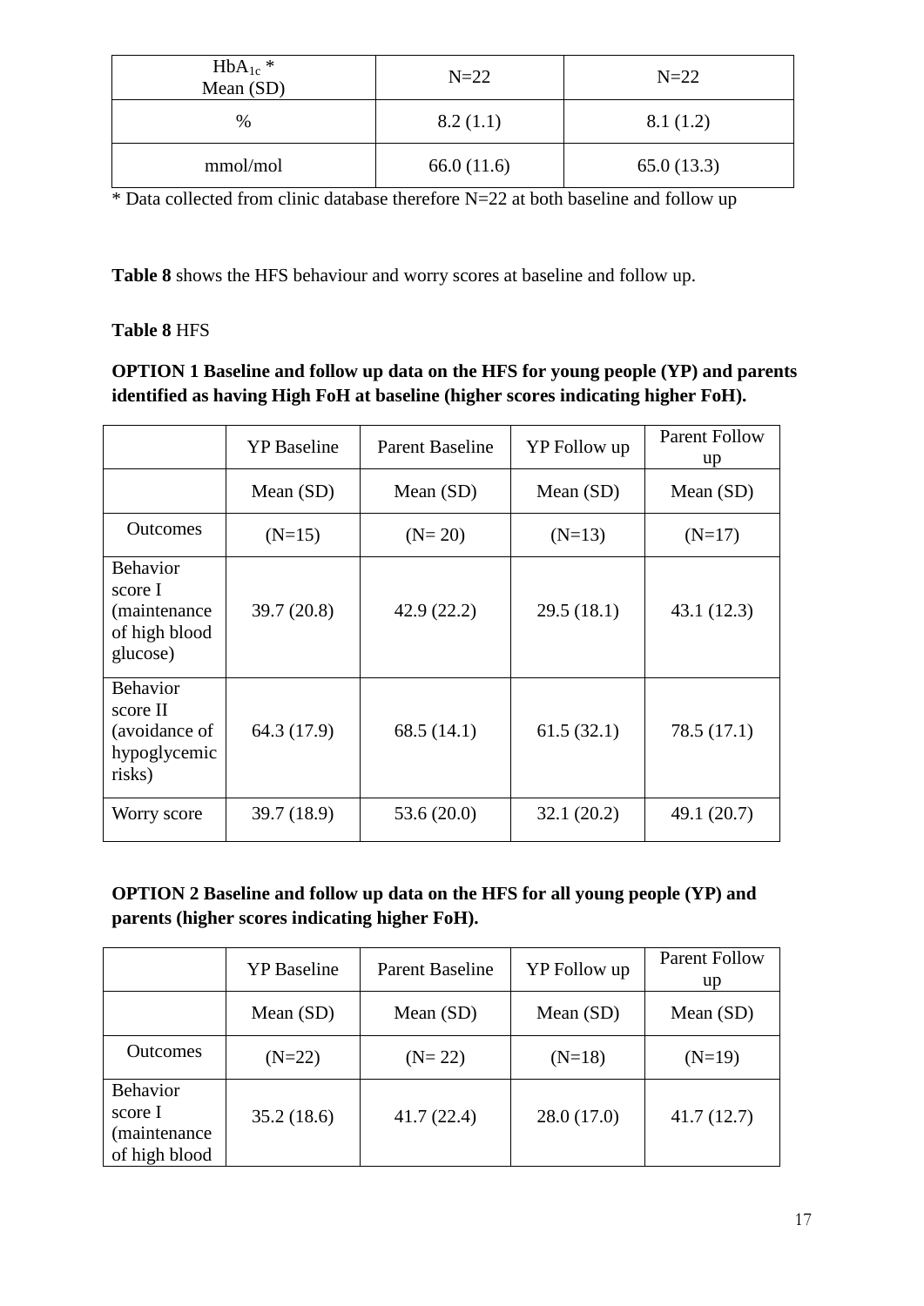| $HbA_{1c}$ * Mean (SD) | N=22 | N=22 |
|---|---|---|
| % | 8.2 (1.1) | 8.1 (1.2) |
| mmol/mol | 66.0 (11.6) | 65.0 (13.3) |

* Data collected from clinic database therefore N=22 at both baseline and follow up

**Table 8** shows the HFS behaviour and worry scores at baseline and follow up.

**Table 8** HFS

**OPTION 1 Baseline and follow up data on the HFS for young people (YP) and parents identified as having High FoH at baseline (higher scores indicating higher FoH).**

| | YP Baseline | Parent Baseline | YP Follow up | Parent Follow up |
|---|---|---|---|---|
| | Mean (SD) | Mean (SD) | Mean (SD) | Mean (SD) |
| Outcomes | (N=15) | (N= 20) | (N=13) | (N=17) |
| Behavior score I (maintenance of high blood glucose) | 39.7 (20.8) | 42.9 (22.2) | 29.5 (18.1) | 43.1 (12.3) |
| Behavior score II (avoidance of hypoglycemic risks) | 64.3 (17.9) | 68.5 (14.1) | 61.5 (32.1) | 78.5 (17.1) |
| Worry score | 39.7 (18.9) | 53.6 (20.0) | 32.1 (20.2) | 49.1 (20.7) |

**OPTION 2 Baseline and follow up data on the HFS for all young people (YP) and parents (higher scores indicating higher FoH).**

| | YP Baseline | Parent Baseline | YP Follow up | Parent Follow up |
|---|---|---|---|---|
| | Mean (SD) | Mean (SD) | Mean (SD) | Mean (SD) |
| Outcomes | (N=22) | (N= 22) | (N=18) | (N=19) |
| Behavior score I (maintenance of high blood | 35.2 (18.6) | 41.7 (22.4) | 28.0 (17.0) | 41.7 (12.7) |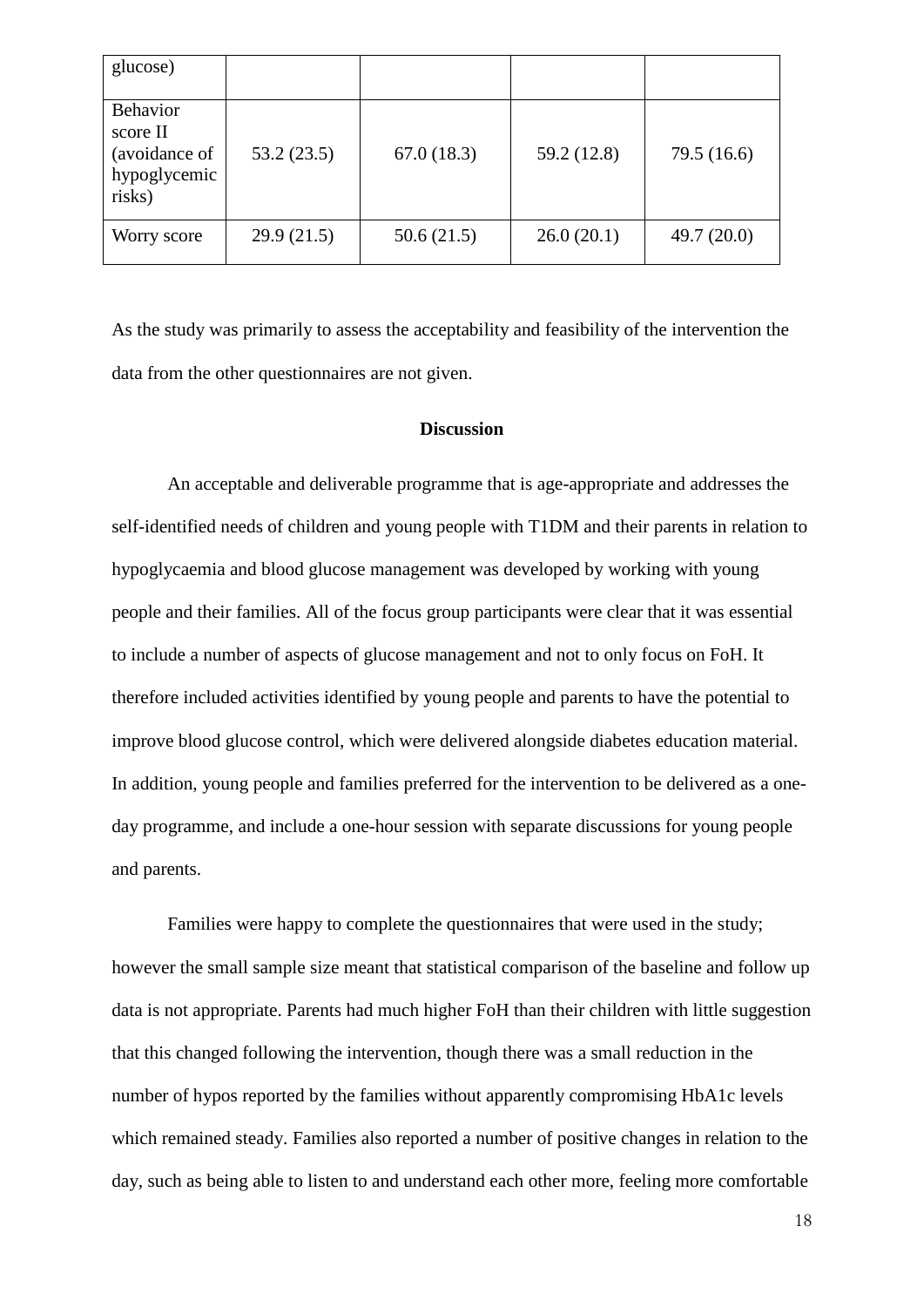| glucose) | | | | |
|---|---|---|---|---|
| Behavior score II (avoidance of hypoglycemic risks) | 53.2 (23.5) | 67.0 (18.3) | 59.2 (12.8) | 79.5 (16.6) |
| Worry score | 29.9 (21.5) | 50.6 (21.5) | 26.0 (20.1) | 49.7 (20.0) |

As the study was primarily to assess the acceptability and feasibility of the intervention the data from the other questionnaires are not given.

## Discussion

An acceptable and deliverable programme that is age-appropriate and addresses the self-identified needs of children and young people with T1DM and their parents in relation to hypoglycaemia and blood glucose management was developed by working with young people and their families. All of the focus group participants were clear that it was essential to include a number of aspects of glucose management and not to only focus on FoH. It therefore included activities identified by young people and parents to have the potential to improve blood glucose control, which were delivered alongside diabetes education material. In addition, young people and families preferred for the intervention to be delivered as a one-day programme, and include a one-hour session with separate discussions for young people and parents.

Families were happy to complete the questionnaires that were used in the study; however the small sample size meant that statistical comparison of the baseline and follow up data is not appropriate. Parents had much higher FoH than their children with little suggestion that this changed following the intervention, though there was a small reduction in the number of hypos reported by the families without apparently compromising HbA1c levels which remained steady. Families also reported a number of positive changes in relation to the day, such as being able to listen to and understand each other more, feeling more comfortable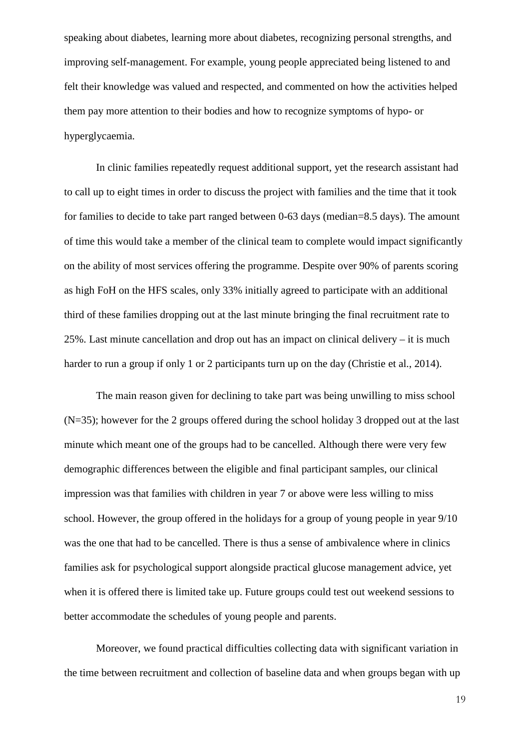speaking about diabetes, learning more about diabetes, recognizing personal strengths, and improving self-management. For example, young people appreciated being listened to and felt their knowledge was valued and respected, and commented on how the activities helped them pay more attention to their bodies and how to recognize symptoms of hypo- or hyperglycaemia.

In clinic families repeatedly request additional support, yet the research assistant had to call up to eight times in order to discuss the project with families and the time that it took for families to decide to take part ranged between 0-63 days (median=8.5 days). The amount of time this would take a member of the clinical team to complete would impact significantly on the ability of most services offering the programme. Despite over 90% of parents scoring as high FoH on the HFS scales, only 33% initially agreed to participate with an additional third of these families dropping out at the last minute bringing the final recruitment rate to 25%. Last minute cancellation and drop out has an impact on clinical delivery – it is much harder to run a group if only 1 or 2 participants turn up on the day (Christie et al., 2014).

The main reason given for declining to take part was being unwilling to miss school (N=35); however for the 2 groups offered during the school holiday 3 dropped out at the last minute which meant one of the groups had to be cancelled. Although there were very few demographic differences between the eligible and final participant samples, our clinical impression was that families with children in year 7 or above were less willing to miss school. However, the group offered in the holidays for a group of young people in year 9/10 was the one that had to be cancelled. There is thus a sense of ambivalence where in clinics families ask for psychological support alongside practical glucose management advice, yet when it is offered there is limited take up. Future groups could test out weekend sessions to better accommodate the schedules of young people and parents.

Moreover, we found practical difficulties collecting data with significant variation in the time between recruitment and collection of baseline data and when groups began with up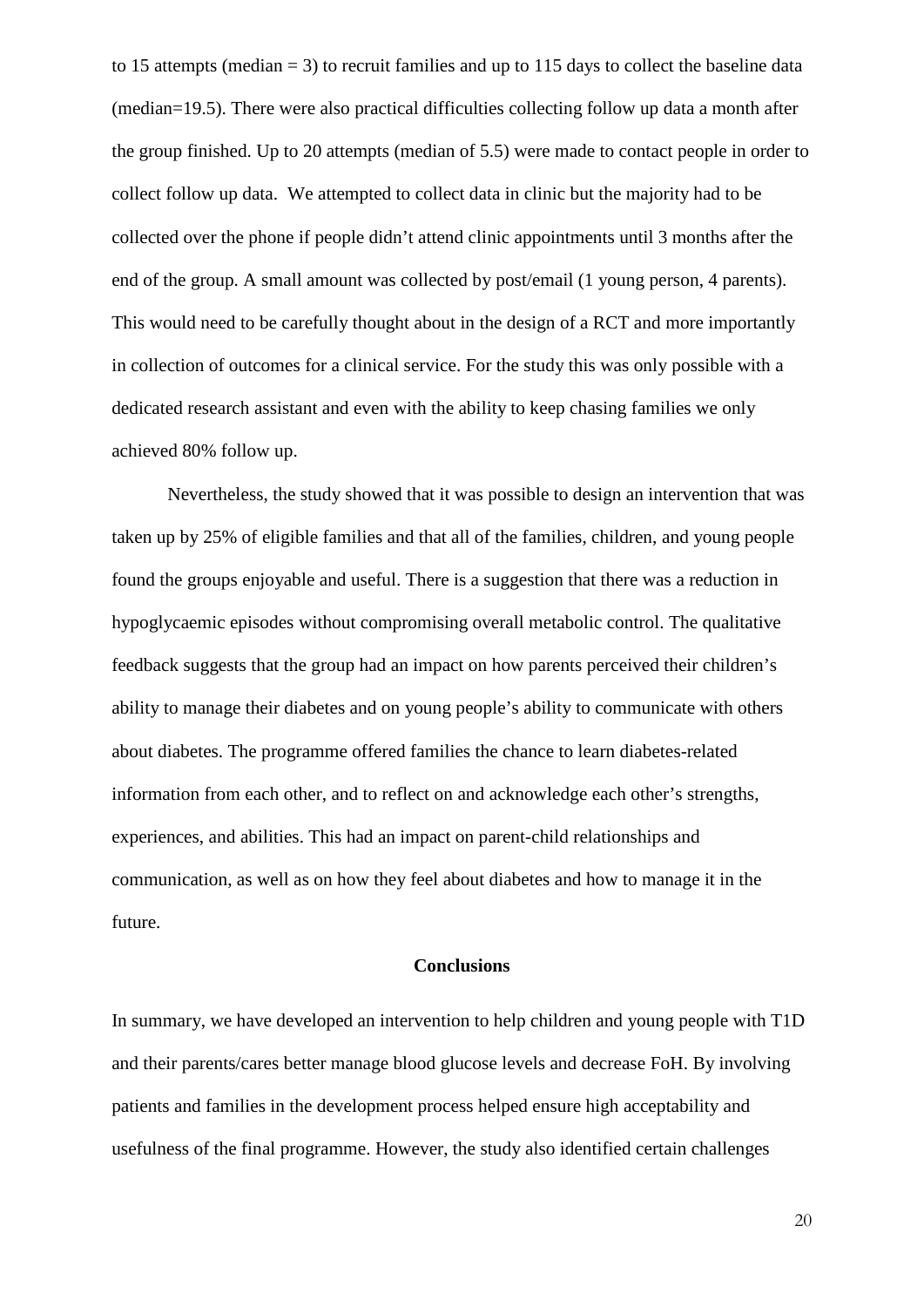to 15 attempts (median = 3) to recruit families and up to 115 days to collect the baseline data (median=19.5). There were also practical difficulties collecting follow up data a month after the group finished. Up to 20 attempts (median of 5.5) were made to contact people in order to collect follow up data. We attempted to collect data in clinic but the majority had to be collected over the phone if people didn't attend clinic appointments until 3 months after the end of the group. A small amount was collected by post/email (1 young person, 4 parents). This would need to be carefully thought about in the design of a RCT and more importantly in collection of outcomes for a clinical service. For the study this was only possible with a dedicated research assistant and even with the ability to keep chasing families we only achieved 80% follow up.

Nevertheless, the study showed that it was possible to design an intervention that was taken up by 25% of eligible families and that all of the families, children, and young people found the groups enjoyable and useful. There is a suggestion that there was a reduction in hypoglycaemic episodes without compromising overall metabolic control. The qualitative feedback suggests that the group had an impact on how parents perceived their children's ability to manage their diabetes and on young people's ability to communicate with others about diabetes. The programme offered families the chance to learn diabetes-related information from each other, and to reflect on and acknowledge each other's strengths, experiences, and abilities. This had an impact on parent-child relationships and communication, as well as on how they feel about diabetes and how to manage it in the future.

## Conclusions

In summary, we have developed an intervention to help children and young people with T1D and their parents/cares better manage blood glucose levels and decrease FoH. By involving patients and families in the development process helped ensure high acceptability and usefulness of the final programme. However, the study also identified certain challenges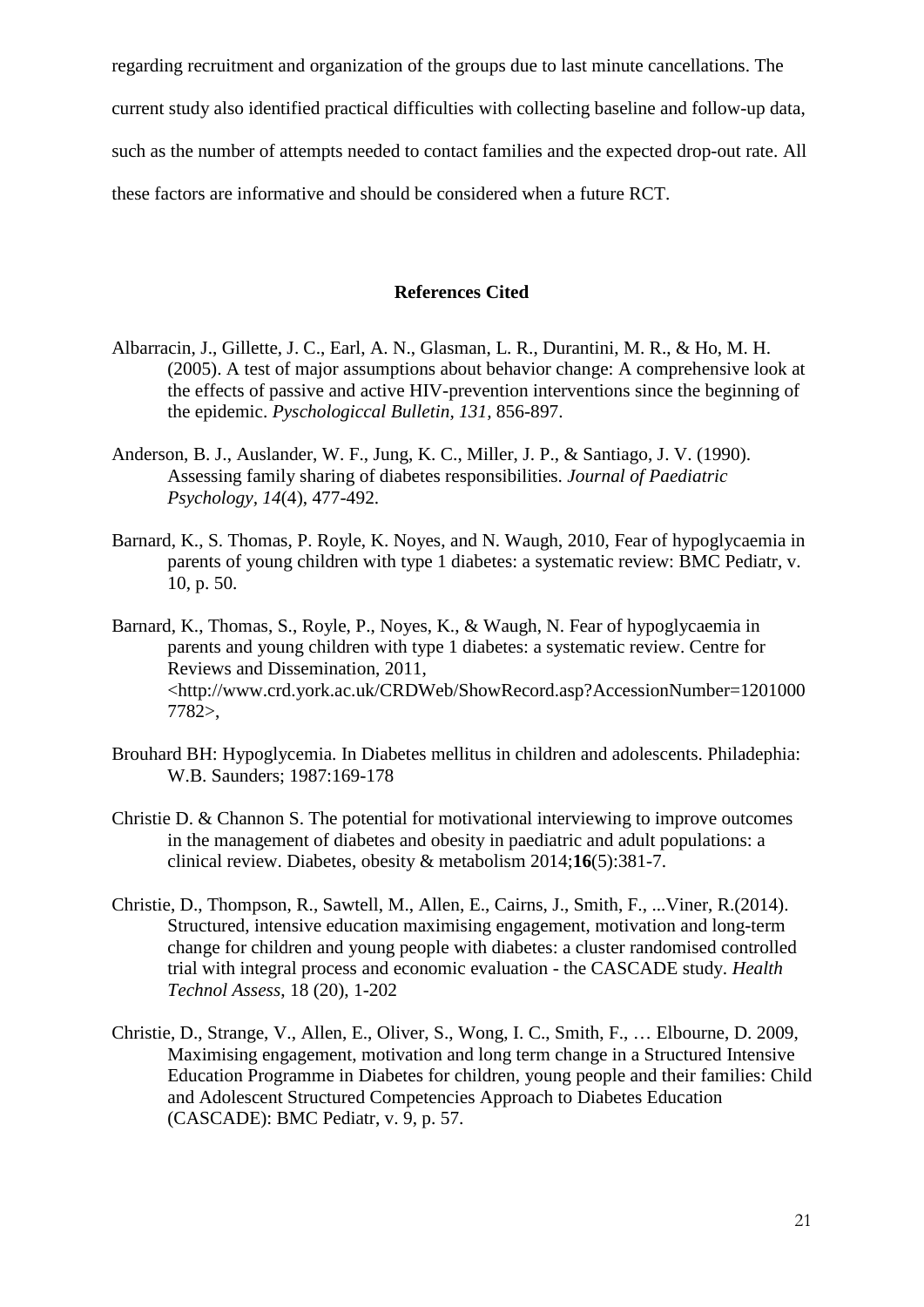regarding recruitment and organization of the groups due to last minute cancellations. The current study also identified practical difficulties with collecting baseline and follow-up data, such as the number of attempts needed to contact families and the expected drop-out rate. All these factors are informative and should be considered when a future RCT.

## References Cited

Albarracin, J., Gillette, J. C., Earl, A. N., Glasman, L. R., Durantini, M. R., & Ho, M. H. (2005). A test of major assumptions about behavior change: A comprehensive look at the effects of passive and active HIV-prevention interventions since the beginning of the epidemic. *Pyschologiccal Bulletin, 131*, 856-897.

Anderson, B. J., Auslander, W. F., Jung, K. C., Miller, J. P., & Santiago, J. V. (1990). Assessing family sharing of diabetes responsibilities. *Journal of Paediatric Psychology, 14*(4), 477-492.

Barnard, K., S. Thomas, P. Royle, K. Noyes, and N. Waugh, 2010, Fear of hypoglycaemia in parents of young children with type 1 diabetes: a systematic review: BMC Pediatr, v. 10, p. 50.

Barnard, K., Thomas, S., Royle, P., Noyes, K., & Waugh, N. Fear of hypoglycaemia in parents and young children with type 1 diabetes: a systematic review. Centre for Reviews and Dissemination, 2011, <http://www.crd.york.ac.uk/CRDWeb/ShowRecord.asp?AccessionNumber=12010007782>,

Brouhard BH: Hypoglycemia. In Diabetes mellitus in children and adolescents. Philadephia: W.B. Saunders; 1987:169-178

Christie D. & Channon S. The potential for motivational interviewing to improve outcomes in the management of diabetes and obesity in paediatric and adult populations: a clinical review. Diabetes, obesity & metabolism 2014;**16**(5):381-7.

Christie, D., Thompson, R., Sawtell, M., Allen, E., Cairns, J., Smith, F., ...Viner, R.(2014). Structured, intensive education maximising engagement, motivation and long-term change for children and young people with diabetes: a cluster randomised controlled trial with integral process and economic evaluation - the CASCADE study. *Health Technol Assess*, 18 (20), 1-202

Christie, D., Strange, V., Allen, E., Oliver, S., Wong, I. C., Smith, F., … Elbourne, D. 2009, Maximising engagement, motivation and long term change in a Structured Intensive Education Programme in Diabetes for children, young people and their families: Child and Adolescent Structured Competencies Approach to Diabetes Education (CASCADE): BMC Pediatr, v. 9, p. 57.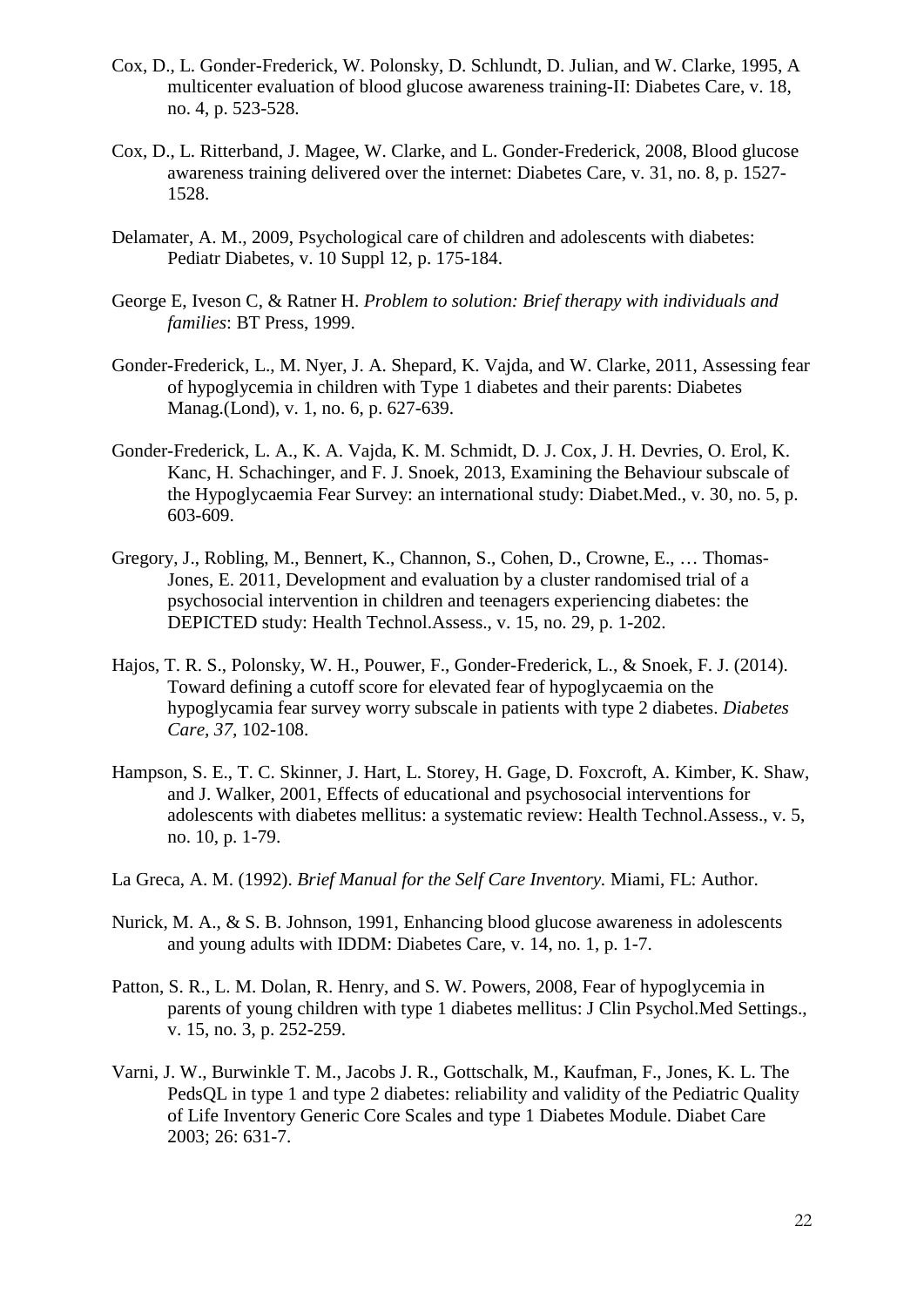Cox, D., L. Gonder-Frederick, W. Polonsky, D. Schlundt, D. Julian, and W. Clarke, 1995, A multicenter evaluation of blood glucose awareness training-II: Diabetes Care, v. 18, no. 4, p. 523-528.

Cox, D., L. Ritterband, J. Magee, W. Clarke, and L. Gonder-Frederick, 2008, Blood glucose awareness training delivered over the internet: Diabetes Care, v. 31, no. 8, p. 1527-1528.

Delamater, A. M., 2009, Psychological care of children and adolescents with diabetes: Pediatr Diabetes, v. 10 Suppl 12, p. 175-184.

George E, Iveson C, & Ratner H. *Problem to solution: Brief therapy with individuals and families*: BT Press, 1999.

Gonder-Frederick, L., M. Nyer, J. A. Shepard, K. Vajda, and W. Clarke, 2011, Assessing fear of hypoglycemia in children with Type 1 diabetes and their parents: Diabetes Manag.(Lond), v. 1, no. 6, p. 627-639.

Gonder-Frederick, L. A., K. A. Vajda, K. M. Schmidt, D. J. Cox, J. H. Devries, O. Erol, K. Kanc, H. Schachinger, and F. J. Snoek, 2013, Examining the Behaviour subscale of the Hypoglycaemia Fear Survey: an international study: Diabet.Med., v. 30, no. 5, p. 603-609.

Gregory, J., Robling, M., Bennert, K., Channon, S., Cohen, D., Crowne, E., … Thomas-Jones, E. 2011, Development and evaluation by a cluster randomised trial of a psychosocial intervention in children and teenagers experiencing diabetes: the DEPICTED study: Health Technol.Assess., v. 15, no. 29, p. 1-202.

Hajos, T. R. S., Polonsky, W. H., Pouwer, F., Gonder-Frederick, L., & Snoek, F. J. (2014). Toward defining a cutoff score for elevated fear of hypoglycaemia on the hypoglycamia fear survey worry subscale in patients with type 2 diabetes. *Diabetes Care, 37*, 102-108.

Hampson, S. E., T. C. Skinner, J. Hart, L. Storey, H. Gage, D. Foxcroft, A. Kimber, K. Shaw, and J. Walker, 2001, Effects of educational and psychosocial interventions for adolescents with diabetes mellitus: a systematic review: Health Technol.Assess., v. 5, no. 10, p. 1-79.

La Greca, A. M. (1992). *Brief Manual for the Self Care Inventory.* Miami, FL: Author.

Nurick, M. A., & S. B. Johnson, 1991, Enhancing blood glucose awareness in adolescents and young adults with IDDM: Diabetes Care, v. 14, no. 1, p. 1-7.

Patton, S. R., L. M. Dolan, R. Henry, and S. W. Powers, 2008, Fear of hypoglycemia in parents of young children with type 1 diabetes mellitus: J Clin Psychol.Med Settings., v. 15, no. 3, p. 252-259.

Varni, J. W., Burwinkle T. M., Jacobs J. R., Gottschalk, M., Kaufman, F., Jones, K. L. The PedsQL in type 1 and type 2 diabetes: reliability and validity of the Pediatric Quality of Life Inventory Generic Core Scales and type 1 Diabetes Module. Diabet Care 2003; 26: 631-7.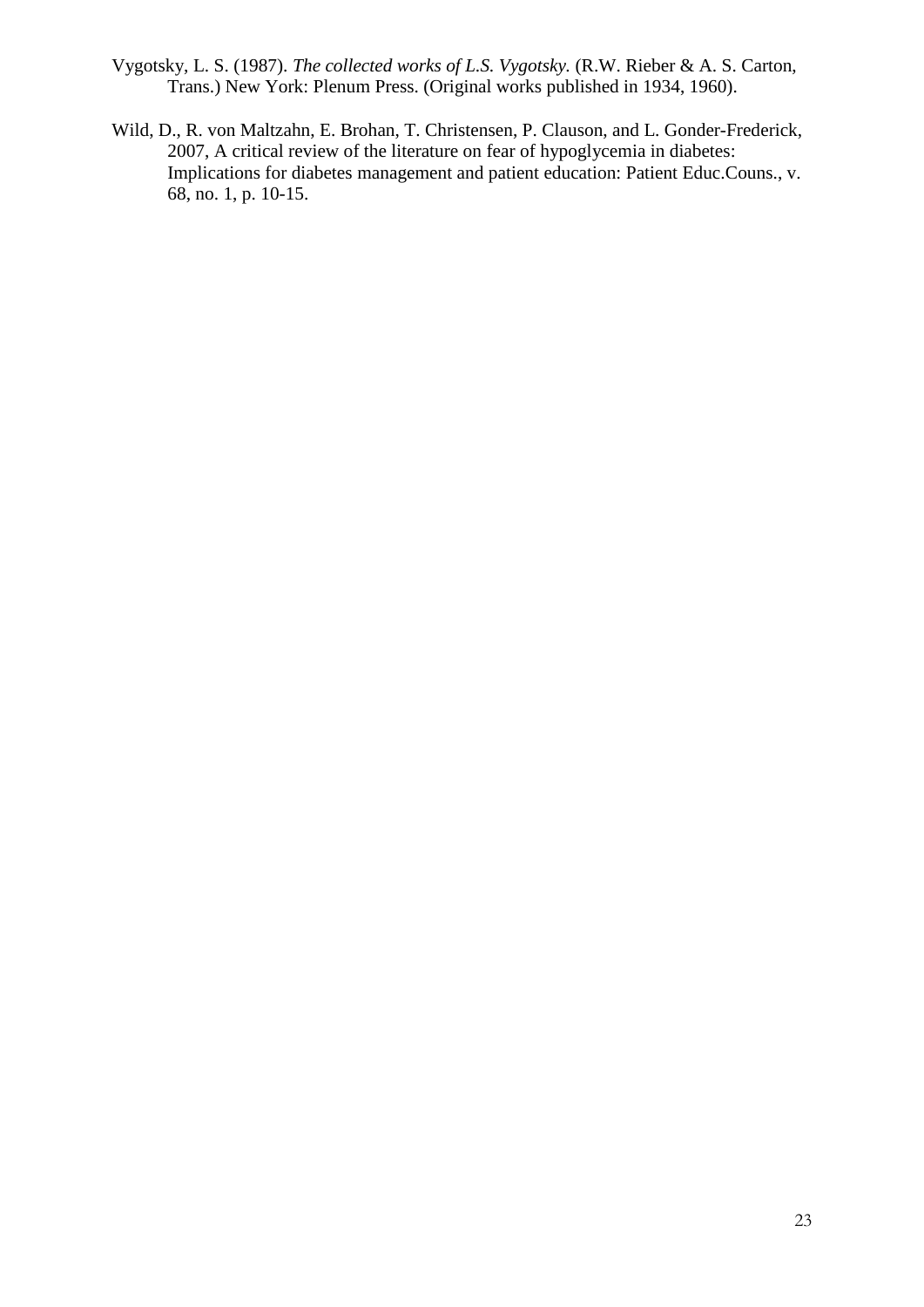Vygotsky, L. S. (1987). *The collected works of L.S. Vygotsky.* (R.W. Rieber & A. S. Carton, Trans.) New York: Plenum Press. (Original works published in 1934, 1960).

Wild, D., R. von Maltzahn, E. Brohan, T. Christensen, P. Clauson, and L. Gonder-Frederick, 2007, A critical review of the literature on fear of hypoglycemia in diabetes: Implications for diabetes management and patient education: Patient Educ.Couns., v. 68, no. 1, p. 10-15.